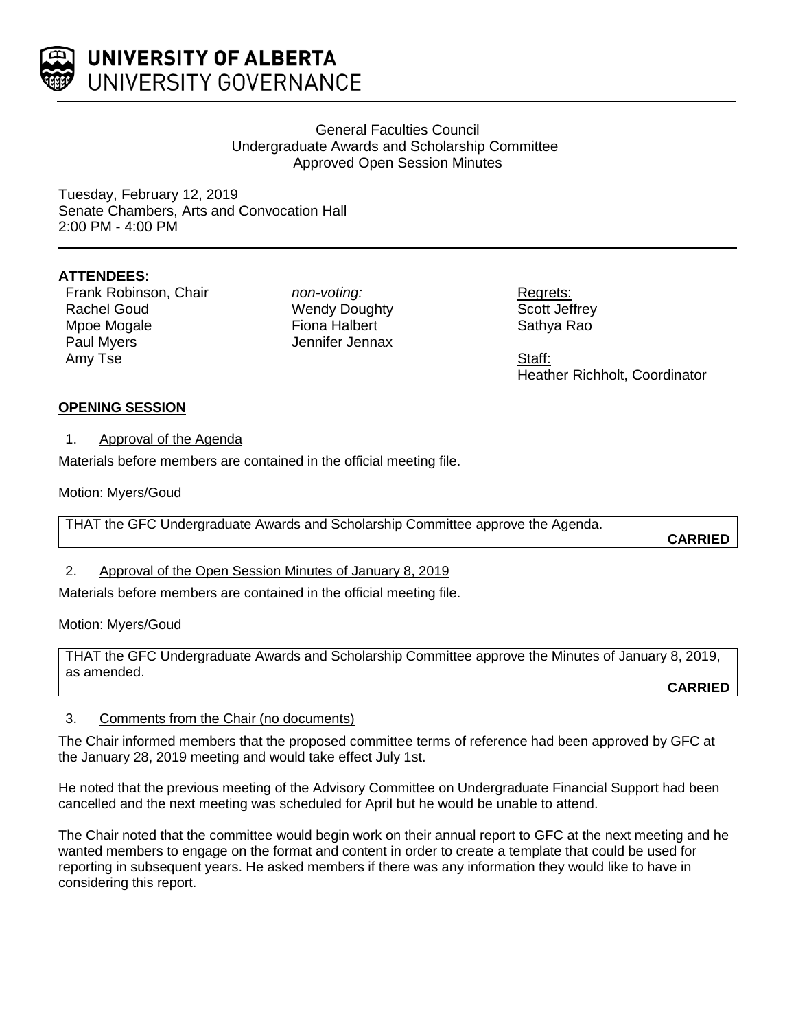# UNIVERSITY OF ALBERTA
UNIVERSITY GOVERNANCE

General Faculties Council
Undergraduate Awards and Scholarship Committee
Approved Open Session Minutes

Tuesday, February 12, 2019
Senate Chambers, Arts and Convocation Hall
2:00 PM - 4:00 PM

**ATTENDEES:**

Frank Robinson, Chair
Rachel Goud
Mpoe Mogale
Paul Myers
Amy Tse

*non-voting:*
Wendy Doughty
Fiona Halbert
Jennifer Jennax

Regrets:
Scott Jeffrey
Sathya Rao

Staff:
Heather Richholt, Coordinator

## OPENING SESSION

1. Approval of the Agenda

Materials before members are contained in the official meeting file.

Motion: Myers/Goud

THAT the GFC Undergraduate Awards and Scholarship Committee approve the Agenda.

**CARRIED**

2. Approval of the Open Session Minutes of January 8, 2019

Materials before members are contained in the official meeting file.

Motion: Myers/Goud

THAT the GFC Undergraduate Awards and Scholarship Committee approve the Minutes of January 8, 2019, as amended.

**CARRIED**

3. Comments from the Chair (no documents)

The Chair informed members that the proposed committee terms of reference had been approved by GFC at the January 28, 2019 meeting and would take effect July 1st.

He noted that the previous meeting of the Advisory Committee on Undergraduate Financial Support had been cancelled and the next meeting was scheduled for April but he would be unable to attend.

The Chair noted that the committee would begin work on their annual report to GFC at the next meeting and he wanted members to engage on the format and content in order to create a template that could be used for reporting in subsequent years. He asked members if there was any information they would like to have in considering this report.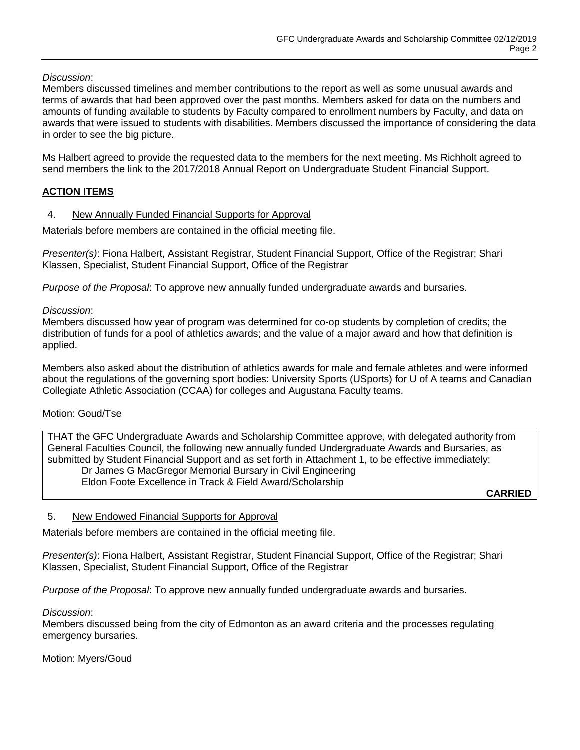*Discussion*:
Members discussed timelines and member contributions to the report as well as some unusual awards and terms of awards that had been approved over the past months. Members asked for data on the numbers and amounts of funding available to students by Faculty compared to enrollment numbers by Faculty, and data on awards that were issued to students with disabilities. Members discussed the importance of considering the data in order to see the big picture.

Ms Halbert agreed to provide the requested data to the members for the next meeting. Ms Richholt agreed to send members the link to the 2017/2018 Annual Report on Undergraduate Student Financial Support.

## ACTION ITEMS

4. New Annually Funded Financial Supports for Approval

Materials before members are contained in the official meeting file.

*Presenter(s)*: Fiona Halbert, Assistant Registrar, Student Financial Support, Office of the Registrar; Shari Klassen, Specialist, Student Financial Support, Office of the Registrar

*Purpose of the Proposal*: To approve new annually funded undergraduate awards and bursaries.

*Discussion*:
Members discussed how year of program was determined for co-op students by completion of credits; the distribution of funds for a pool of athletics awards; and the value of a major award and how that definition is applied.

Members also asked about the distribution of athletics awards for male and female athletes and were informed about the regulations of the governing sport bodies: University Sports (USports) for U of A teams and Canadian Collegiate Athletic Association (CCAA) for colleges and Augustana Faculty teams.

Motion: Goud/Tse

THAT the GFC Undergraduate Awards and Scholarship Committee approve, with delegated authority from General Faculties Council, the following new annually funded Undergraduate Awards and Bursaries, as submitted by Student Financial Support and as set forth in Attachment 1, to be effective immediately:

Dr James G MacGregor Memorial Bursary in Civil Engineering
Eldon Foote Excellence in Track & Field Award/Scholarship

**CARRIED**

5. New Endowed Financial Supports for Approval

Materials before members are contained in the official meeting file.

*Presenter(s)*: Fiona Halbert, Assistant Registrar, Student Financial Support, Office of the Registrar; Shari Klassen, Specialist, Student Financial Support, Office of the Registrar

*Purpose of the Proposal*: To approve new annually funded undergraduate awards and bursaries.

*Discussion*:
Members discussed being from the city of Edmonton as an award criteria and the processes regulating emergency bursaries.

Motion: Myers/Goud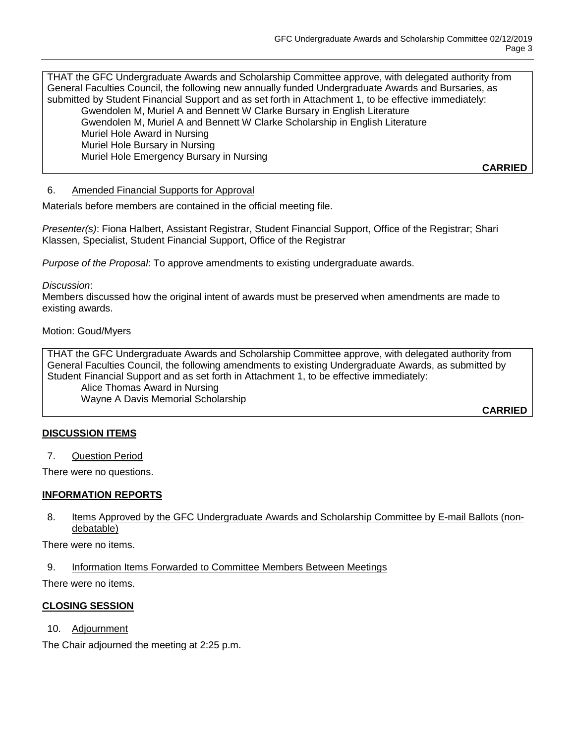THAT the GFC Undergraduate Awards and Scholarship Committee approve, with delegated authority from General Faculties Council, the following new annually funded Undergraduate Awards and Bursaries, as submitted by Student Financial Support and as set forth in Attachment 1, to be effective immediately:

Gwendolen M, Muriel A and Bennett W Clarke Bursary in English Literature
Gwendolen M, Muriel A and Bennett W Clarke Scholarship in English Literature
Muriel Hole Award in Nursing
Muriel Hole Bursary in Nursing
Muriel Hole Emergency Bursary in Nursing

**CARRIED**

6. Amended Financial Supports for Approval

Materials before members are contained in the official meeting file.

*Presenter(s)*: Fiona Halbert, Assistant Registrar, Student Financial Support, Office of the Registrar; Shari Klassen, Specialist, Student Financial Support, Office of the Registrar

*Purpose of the Proposal*: To approve amendments to existing undergraduate awards.

*Discussion*:
Members discussed how the original intent of awards must be preserved when amendments are made to existing awards.

Motion: Goud/Myers

THAT the GFC Undergraduate Awards and Scholarship Committee approve, with delegated authority from General Faculties Council, the following amendments to existing Undergraduate Awards, as submitted by Student Financial Support and as set forth in Attachment 1, to be effective immediately:

Alice Thomas Award in Nursing
Wayne A Davis Memorial Scholarship

**CARRIED**

## DISCUSSION ITEMS

7. Question Period

There were no questions.

## INFORMATION REPORTS

8. Items Approved by the GFC Undergraduate Awards and Scholarship Committee by E-mail Ballots (non-debatable)

There were no items.

9. Information Items Forwarded to Committee Members Between Meetings

There were no items.

## CLOSING SESSION

10. Adjournment

The Chair adjourned the meeting at 2:25 p.m.